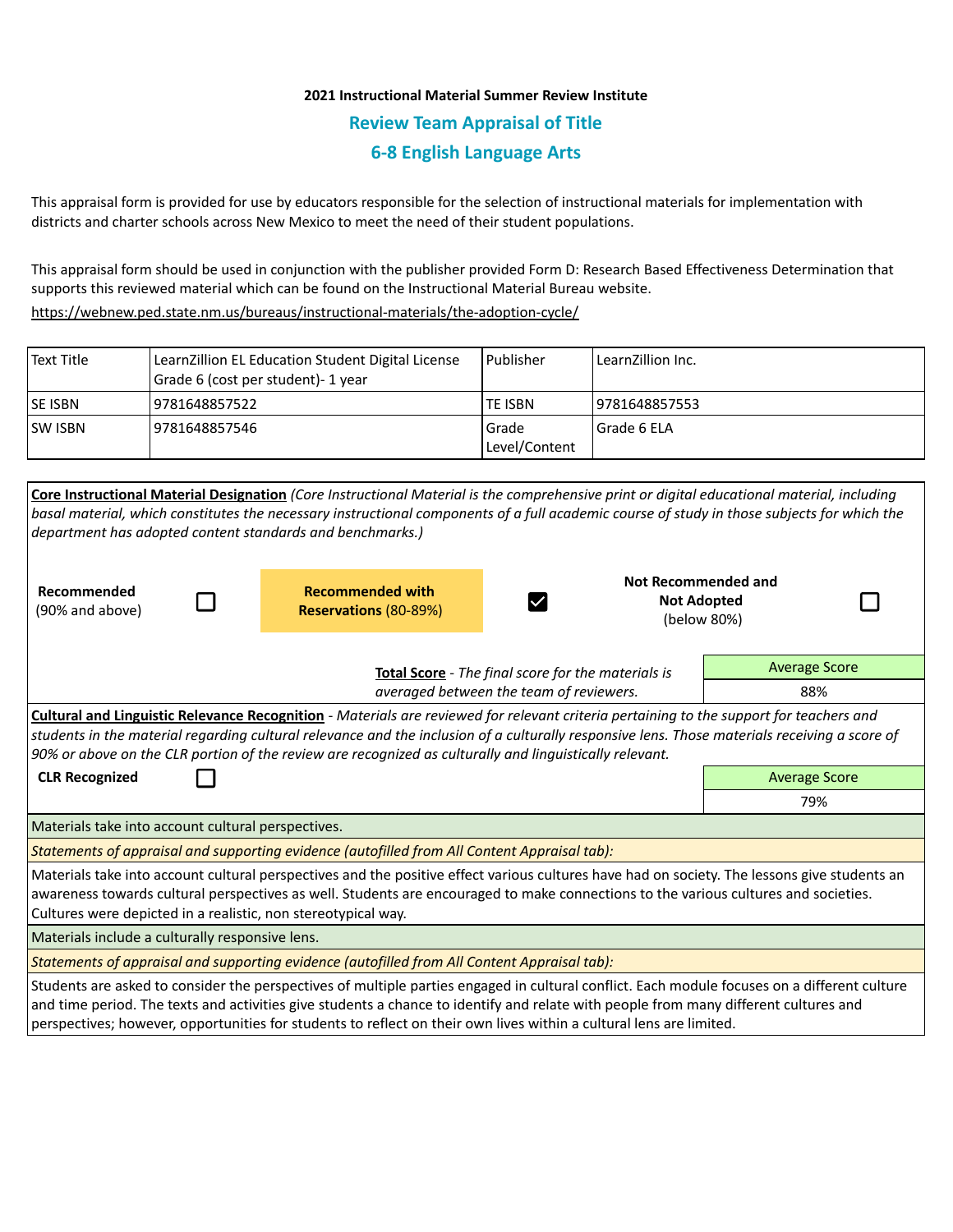**2021 Instructional Material Summer Review Institute**

## Review Team Appraisal of Title

## 6-8 English Language Arts

This appraisal form is provided for use by educators responsible for the selection of instructional materials for implementation with districts and charter schools across New Mexico to meet the need of their student populations.

This appraisal form should be used in conjunction with the publisher provided Form D: Research Based Effectiveness Determination that supports this reviewed material which can be found on the Instructional Material Bureau website.
https://webnew.ped.state.nm.us/bureaus/instructional-materials/the-adoption-cycle/

| Text Title | LearnZillion EL Education Student Digital License Grade 6 (cost per student)- 1 year | Publisher | LearnZillion Inc. |
|---|---|---|---|
| SE ISBN | 9781648857522 | TE ISBN | 9781648857553 |
| SW ISBN | 9781648857546 | Grade Level/Content | Grade 6 ELA |

**Core Instructional Material Designation** *(Core Instructional Material is the comprehensive print or digital educational material, including basal material, which constitutes the necessary instructional components of a full academic course of study in those subjects for which the department has adopted content standards and benchmarks.)*

| **Recommended** (90% and above) | ☐ | **Recommended with Reservations** (80-89%) | ☑ | **Not Recommended and Not Adopted** (below 80%) | ☐ |
|---|---|---|---|---|---|

**Total Score** - *The final score for the materials is averaged between the team of reviewers.*

| Average Score |
|---|
| 88% |

**Cultural and Linguistic Relevance Recognition** - *Materials are reviewed for relevant criteria pertaining to the support for teachers and students in the material regarding cultural relevance and the inclusion of a culturally responsive lens. Those materials receiving a score of 90% or above on the CLR portion of the review are recognized as culturally and linguistically relevant.*

**CLR Recognized** ☐

| Average Score |
|---|
| 79% |

Materials take into account cultural perspectives.

*Statements of appraisal and supporting evidence (autofilled from All Content Appraisal tab):*

Materials take into account cultural perspectives and the positive effect various cultures have had on society. The lessons give students an awareness towards cultural perspectives as well. Students are encouraged to make connections to the various cultures and societies. Cultures were depicted in a realistic, non stereotypical way.

Materials include a culturally responsive lens.

*Statements of appraisal and supporting evidence (autofilled from All Content Appraisal tab):*

Students are asked to consider the perspectives of multiple parties engaged in cultural conflict. Each module focuses on a different culture and time period. The texts and activities give students a chance to identify and relate with people from many different cultures and perspectives; however, opportunities for students to reflect on their own lives within a cultural lens are limited.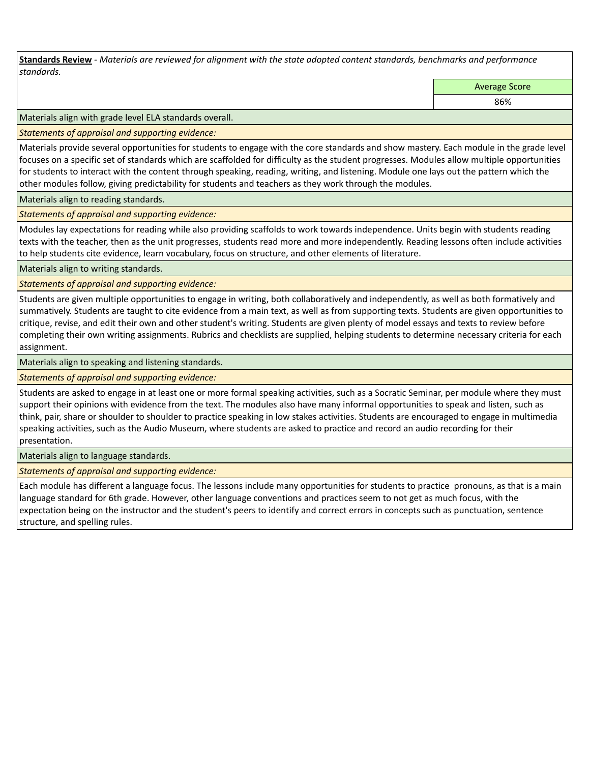**Standards Review** - *Materials are reviewed for alignment with the state adopted content standards, benchmarks and performance standards.*

| | Average Score |
|---|---|
| | 86% |

Materials align with grade level ELA standards overall.

*Statements of appraisal and supporting evidence:*

Materials provide several opportunities for students to engage with the core standards and show mastery. Each module in the grade level focuses on a specific set of standards which are scaffolded for difficulty as the student progresses. Modules allow multiple opportunities for students to interact with the content through speaking, reading, writing, and listening. Module one lays out the pattern which the other modules follow, giving predictability for students and teachers as they work through the modules.

Materials align to reading standards.

*Statements of appraisal and supporting evidence:*

Modules lay expectations for reading while also providing scaffolds to work towards independence. Units begin with students reading texts with the teacher, then as the unit progresses, students read more and more independently. Reading lessons often include activities to help students cite evidence, learn vocabulary, focus on structure, and other elements of literature.

Materials align to writing standards.

*Statements of appraisal and supporting evidence:*

Students are given multiple opportunities to engage in writing, both collaboratively and independently, as well as both formatively and summatively. Students are taught to cite evidence from a main text, as well as from supporting texts. Students are given opportunities to critique, revise, and edit their own and other student's writing. Students are given plenty of model essays and texts to review before completing their own writing assignments. Rubrics and checklists are supplied, helping students to determine necessary criteria for each assignment.

Materials align to speaking and listening standards.

*Statements of appraisal and supporting evidence:*

Students are asked to engage in at least one or more formal speaking activities, such as a Socratic Seminar, per module where they must support their opinions with evidence from the text. The modules also have many informal opportunities to speak and listen, such as think, pair, share or shoulder to shoulder to practice speaking in low stakes activities. Students are encouraged to engage in multimedia speaking activities, such as the Audio Museum, where students are asked to practice and record an audio recording for their presentation.

Materials align to language standards.

*Statements of appraisal and supporting evidence:*

Each module has different a language focus. The lessons include many opportunities for students to practice pronouns, as that is a main language standard for 6th grade. However, other language conventions and practices seem to not get as much focus, with the expectation being on the instructor and the student's peers to identify and correct errors in concepts such as punctuation, sentence structure, and spelling rules.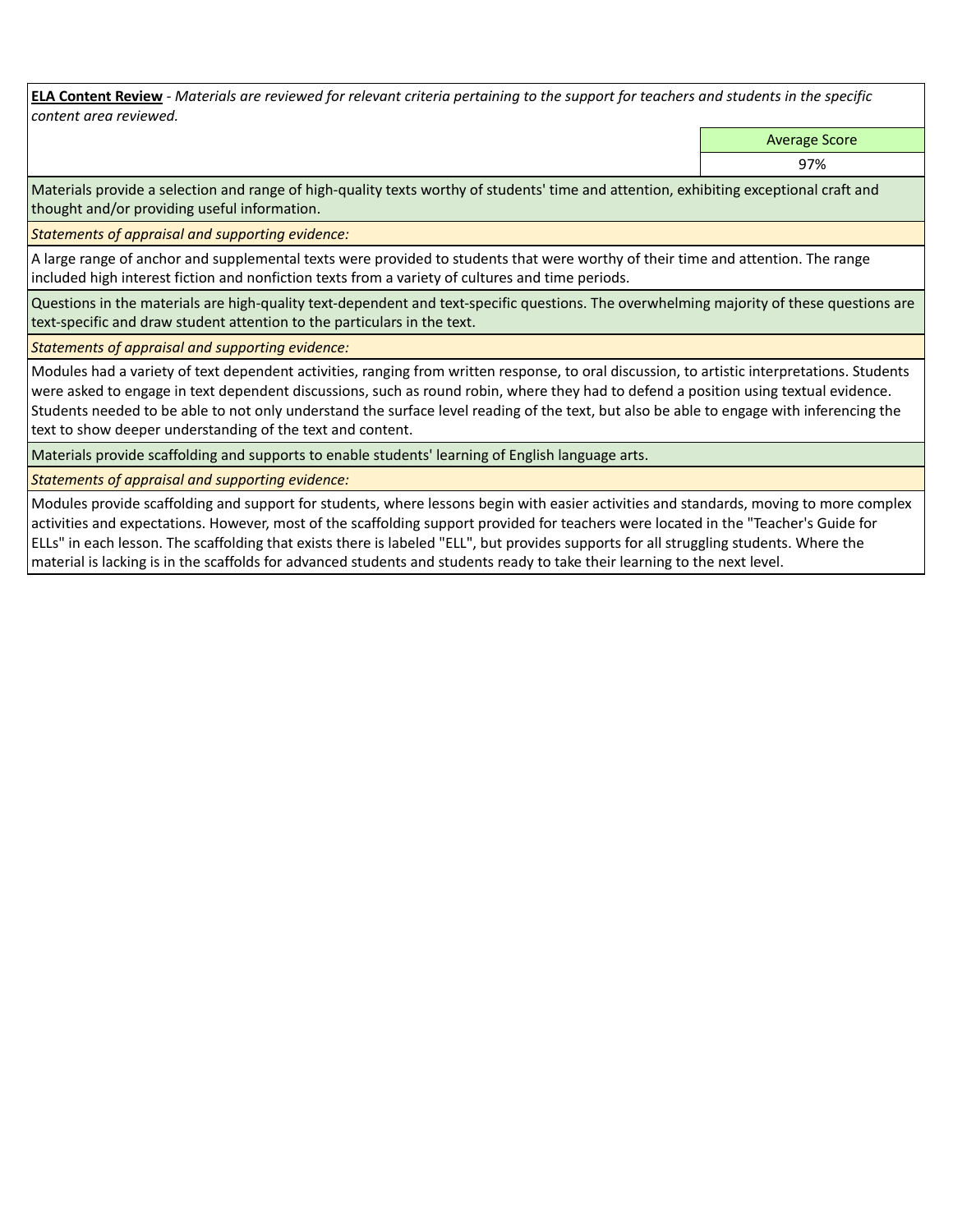**ELA Content Review** - *Materials are reviewed for relevant criteria pertaining to the support for teachers and students in the specific content area reviewed.*

| Average Score |
| --- |
| 97% |

Materials provide a selection and range of high-quality texts worthy of students' time and attention, exhibiting exceptional craft and thought and/or providing useful information.

*Statements of appraisal and supporting evidence:*

A large range of anchor and supplemental texts were provided to students that were worthy of their time and attention. The range included high interest fiction and nonfiction texts from a variety of cultures and time periods.

Questions in the materials are high-quality text-dependent and text-specific questions. The overwhelming majority of these questions are text-specific and draw student attention to the particulars in the text.

*Statements of appraisal and supporting evidence:*

Modules had a variety of text dependent activities, ranging from written response, to oral discussion, to artistic interpretations. Students were asked to engage in text dependent discussions, such as round robin, where they had to defend a position using textual evidence. Students needed to be able to not only understand the surface level reading of the text, but also be able to engage with inferencing the text to show deeper understanding of the text and content.

Materials provide scaffolding and supports to enable students' learning of English language arts.

*Statements of appraisal and supporting evidence:*

Modules provide scaffolding and support for students, where lessons begin with easier activities and standards, moving to more complex activities and expectations. However, most of the scaffolding support provided for teachers were located in the "Teacher's Guide for ELLs" in each lesson. The scaffolding that exists there is labeled "ELL", but provides supports for all struggling students. Where the material is lacking is in the scaffolds for advanced students and students ready to take their learning to the next level.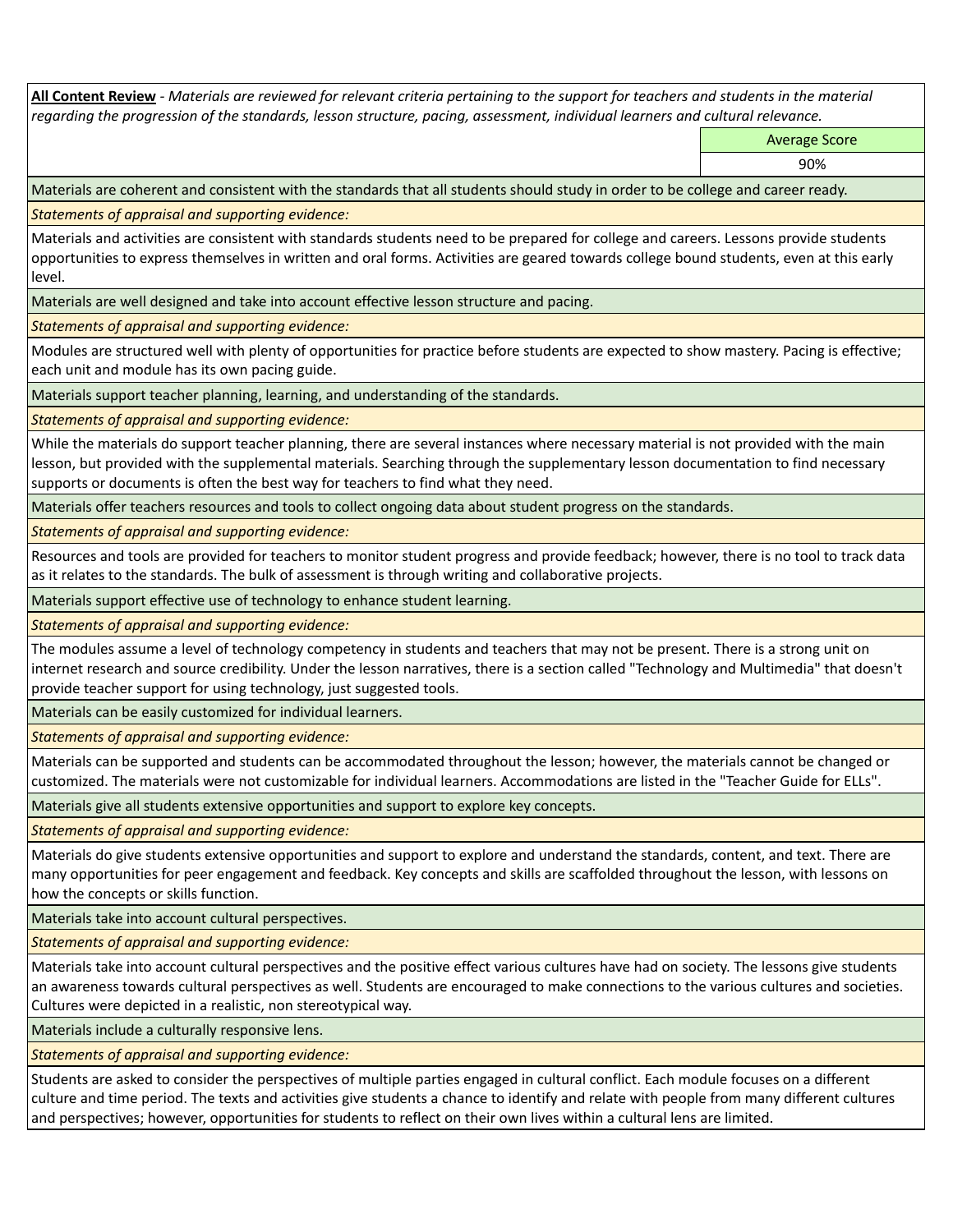**All Content Review** - *Materials are reviewed for relevant criteria pertaining to the support for teachers and students in the material regarding the progression of the standards, lesson structure, pacing, assessment, individual learners and cultural relevance.*

| Average Score |
|---|
| 90% |

Materials are coherent and consistent with the standards that all students should study in order to be college and career ready.

*Statements of appraisal and supporting evidence:*

Materials and activities are consistent with standards students need to be prepared for college and careers. Lessons provide students opportunities to express themselves in written and oral forms. Activities are geared towards college bound students, even at this early level.

Materials are well designed and take into account effective lesson structure and pacing.

*Statements of appraisal and supporting evidence:*

Modules are structured well with plenty of opportunities for practice before students are expected to show mastery. Pacing is effective; each unit and module has its own pacing guide.

Materials support teacher planning, learning, and understanding of the standards.

*Statements of appraisal and supporting evidence:*

While the materials do support teacher planning, there are several instances where necessary material is not provided with the main lesson, but provided with the supplemental materials. Searching through the supplementary lesson documentation to find necessary supports or documents is often the best way for teachers to find what they need.

Materials offer teachers resources and tools to collect ongoing data about student progress on the standards.

*Statements of appraisal and supporting evidence:*

Resources and tools are provided for teachers to monitor student progress and provide feedback; however, there is no tool to track data as it relates to the standards. The bulk of assessment is through writing and collaborative projects.

Materials support effective use of technology to enhance student learning.

*Statements of appraisal and supporting evidence:*

The modules assume a level of technology competency in students and teachers that may not be present. There is a strong unit on internet research and source credibility. Under the lesson narratives, there is a section called "Technology and Multimedia" that doesn't provide teacher support for using technology, just suggested tools.

Materials can be easily customized for individual learners.

*Statements of appraisal and supporting evidence:*

Materials can be supported and students can be accommodated throughout the lesson; however, the materials cannot be changed or customized. The materials were not customizable for individual learners. Accommodations are listed in the "Teacher Guide for ELLs".

Materials give all students extensive opportunities and support to explore key concepts.

*Statements of appraisal and supporting evidence:*

Materials do give students extensive opportunities and support to explore and understand the standards, content, and text. There are many opportunities for peer engagement and feedback. Key concepts and skills are scaffolded throughout the lesson, with lessons on how the concepts or skills function.

Materials take into account cultural perspectives.

*Statements of appraisal and supporting evidence:*

Materials take into account cultural perspectives and the positive effect various cultures have had on society. The lessons give students an awareness towards cultural perspectives as well. Students are encouraged to make connections to the various cultures and societies. Cultures were depicted in a realistic, non stereotypical way.

Materials include a culturally responsive lens.

*Statements of appraisal and supporting evidence:*

Students are asked to consider the perspectives of multiple parties engaged in cultural conflict. Each module focuses on a different culture and time period. The texts and activities give students a chance to identify and relate with people from many different cultures and perspectives; however, opportunities for students to reflect on their own lives within a cultural lens are limited.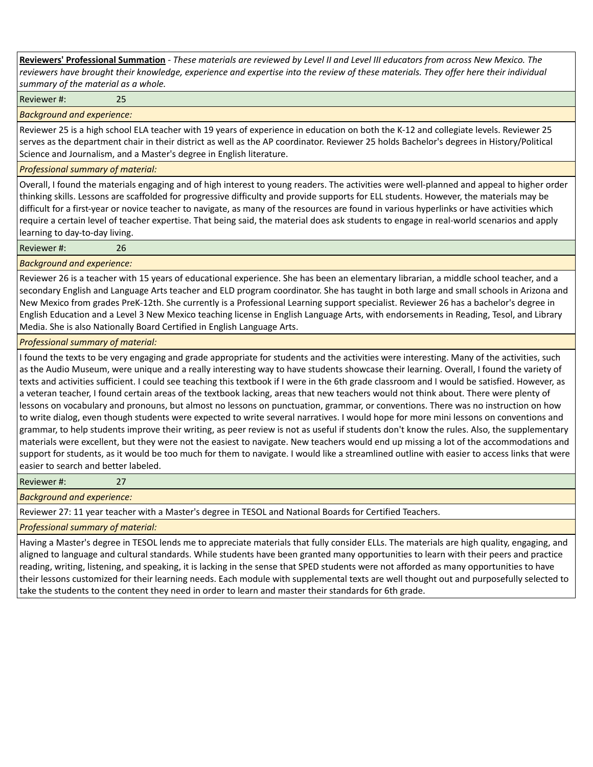**<u>Reviewers' Professional Summation</u>** - *These materials are reviewed by Level II and Level III educators from across New Mexico. The reviewers have brought their knowledge, experience and expertise into the review of these materials. They offer here their individual summary of the material as a whole.*

Reviewer #: 25

*Background and experience:*

Reviewer 25 is a high school ELA teacher with 19 years of experience in education on both the K-12 and collegiate levels. Reviewer 25 serves as the department chair in their district as well as the AP coordinator. Reviewer 25 holds Bachelor's degrees in History/Political Science and Journalism, and a Master's degree in English literature.

*Professional summary of material:*

Overall, I found the materials engaging and of high interest to young readers. The activities were well-planned and appeal to higher order thinking skills. Lessons are scaffolded for progressive difficulty and provide supports for ELL students. However, the materials may be difficult for a first-year or novice teacher to navigate, as many of the resources are found in various hyperlinks or have activities which require a certain level of teacher expertise. That being said, the material does ask students to engage in real-world scenarios and apply learning to day-to-day living.

Reviewer #: 26

*Background and experience:*

Reviewer 26 is a teacher with 15 years of educational experience. She has been an elementary librarian, a middle school teacher, and a secondary English and Language Arts teacher and ELD program coordinator. She has taught in both large and small schools in Arizona and New Mexico from grades PreK-12th. She currently is a Professional Learning support specialist. Reviewer 26 has a bachelor's degree in English Education and a Level 3 New Mexico teaching license in English Language Arts, with endorsements in Reading, Tesol, and Library Media. She is also Nationally Board Certified in English Language Arts.

*Professional summary of material:*

I found the texts to be very engaging and grade appropriate for students and the activities were interesting. Many of the activities, such as the Audio Museum, were unique and a really interesting way to have students showcase their learning. Overall, I found the variety of texts and activities sufficient. I could see teaching this textbook if I were in the 6th grade classroom and I would be satisfied. However, as a veteran teacher, I found certain areas of the textbook lacking, areas that new teachers would not think about. There were plenty of lessons on vocabulary and pronouns, but almost no lessons on punctuation, grammar, or conventions. There was no instruction on how to write dialog, even though students were expected to write several narratives. I would hope for more mini lessons on conventions and grammar, to help students improve their writing, as peer review is not as useful if students don't know the rules. Also, the supplementary materials were excellent, but they were not the easiest to navigate. New teachers would end up missing a lot of the accommodations and support for students, as it would be too much for them to navigate. I would like a streamlined outline with easier to access links that were easier to search and better labeled.

Reviewer #: 27

*Background and experience:*

Reviewer 27: 11 year teacher with a Master's degree in TESOL and National Boards for Certified Teachers.

*Professional summary of material:*

Having a Master's degree in TESOL lends me to appreciate materials that fully consider ELLs. The materials are high quality, engaging, and aligned to language and cultural standards. While students have been granted many opportunities to learn with their peers and practice reading, writing, listening, and speaking, it is lacking in the sense that SPED students were not afforded as many opportunities to have their lessons customized for their learning needs. Each module with supplemental texts are well thought out and purposefully selected to take the students to the content they need in order to learn and master their standards for 6th grade.